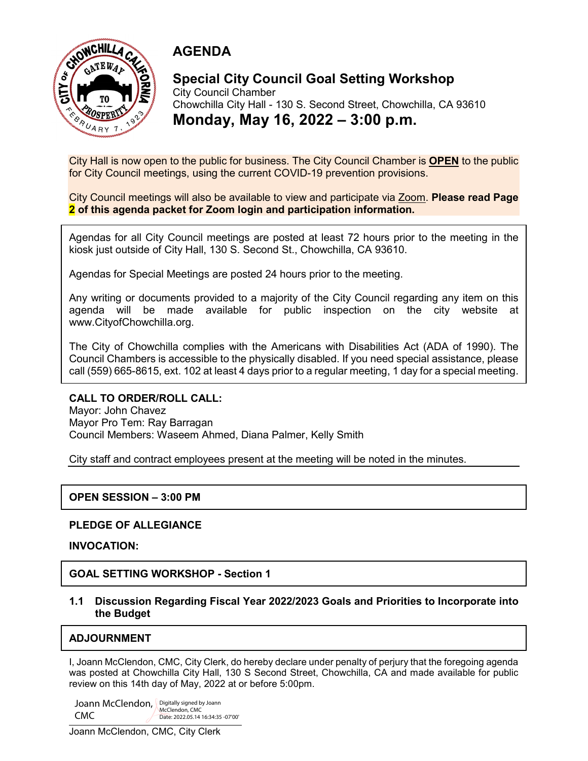# AGENDA

## Special City Council Goal Setting Workshop

City Council Chamber
Chowchilla City Hall - 130 S. Second Street, Chowchilla, CA 93610

## Monday, May 16, 2022 – 3:00 p.m.

City Hall is now open to the public for business. The City Council Chamber is **OPEN** to the public for City Council meetings, using the current COVID-19 prevention provisions.

City Council meetings will also be available to view and participate via Zoom. **Please read Page 2 of this agenda packet for Zoom login and participation information.**

Agendas for all City Council meetings are posted at least 72 hours prior to the meeting in the kiosk just outside of City Hall, 130 S. Second St., Chowchilla, CA 93610.

Agendas for Special Meetings are posted 24 hours prior to the meeting.

Any writing or documents provided to a majority of the City Council regarding any item on this agenda will be made available for public inspection on the city website at www.CityofChowchilla.org.

The City of Chowchilla complies with the Americans with Disabilities Act (ADA of 1990). The Council Chambers is accessible to the physically disabled. If you need special assistance, please call (559) 665-8615, ext. 102 at least 4 days prior to a regular meeting, 1 day for a special meeting.

**CALL TO ORDER/ROLL CALL:**
Mayor: John Chavez
Mayor Pro Tem: Ray Barragan
Council Members: Waseem Ahmed, Diana Palmer, Kelly Smith

City staff and contract employees present at the meeting will be noted in the minutes.

**OPEN SESSION – 3:00 PM**

**PLEDGE OF ALLEGIANCE**

**INVOCATION:**

**GOAL SETTING WORKSHOP - Section 1**

**1.1 Discussion Regarding Fiscal Year 2022/2023 Goals and Priorities to Incorporate into the Budget**

**ADJOURNMENT**

I, Joann McClendon, CMC, City Clerk, do hereby declare under penalty of perjury that the foregoing agenda was posted at Chowchilla City Hall, 130 S Second Street, Chowchilla, CA and made available for public review on this 14th day of May, 2022 at or before 5:00pm.

Joann McClendon, CMC — Digitally signed by Joann McClendon, CMC Date: 2022.05.14 16:34:35 -07'00'

Joann McClendon, CMC, City Clerk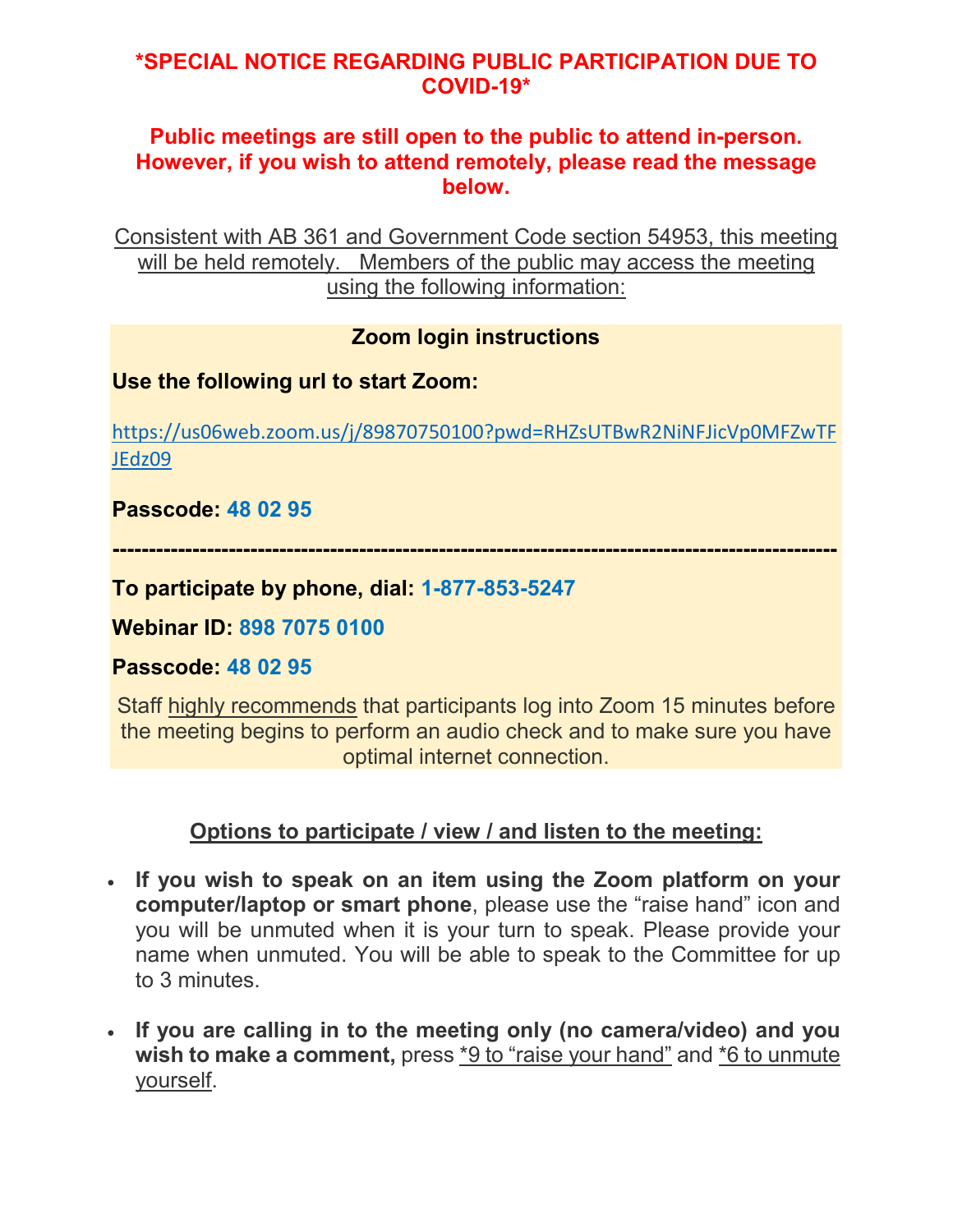**\*SPECIAL NOTICE REGARDING PUBLIC PARTICIPATION DUE TO COVID-19\***

**Public meetings are still open to the public to attend in-person. However, if you wish to attend remotely, please read the message below.**

Consistent with AB 361 and Government Code section 54953, this meeting will be held remotely. Members of the public may access the meeting using the following information:

**Zoom login instructions**

**Use the following url to start Zoom:**

https://us06web.zoom.us/j/89870750100?pwd=RHZsUTBwR2NiNFJicVp0MFZwTFJEdz09

**Passcode:** **48 02 95**

---

**To participate by phone, dial:** **1-877-853-5247**

**Webinar ID:** **898 7075 0100**

**Passcode:** **48 02 95**

Staff highly recommends that participants log into Zoom 15 minutes before the meeting begins to perform an audio check and to make sure you have optimal internet connection.

**Options to participate / view / and listen to the meeting:**

- **If you wish to speak on an item using the Zoom platform on your computer/laptop or smart phone**, please use the "raise hand" icon and you will be unmuted when it is your turn to speak. Please provide your name when unmuted. You will be able to speak to the Committee for up to 3 minutes.

- **If you are calling in to the meeting only (no camera/video) and you wish to make a comment,** press *9 to "raise your hand" and *6 to unmute yourself.